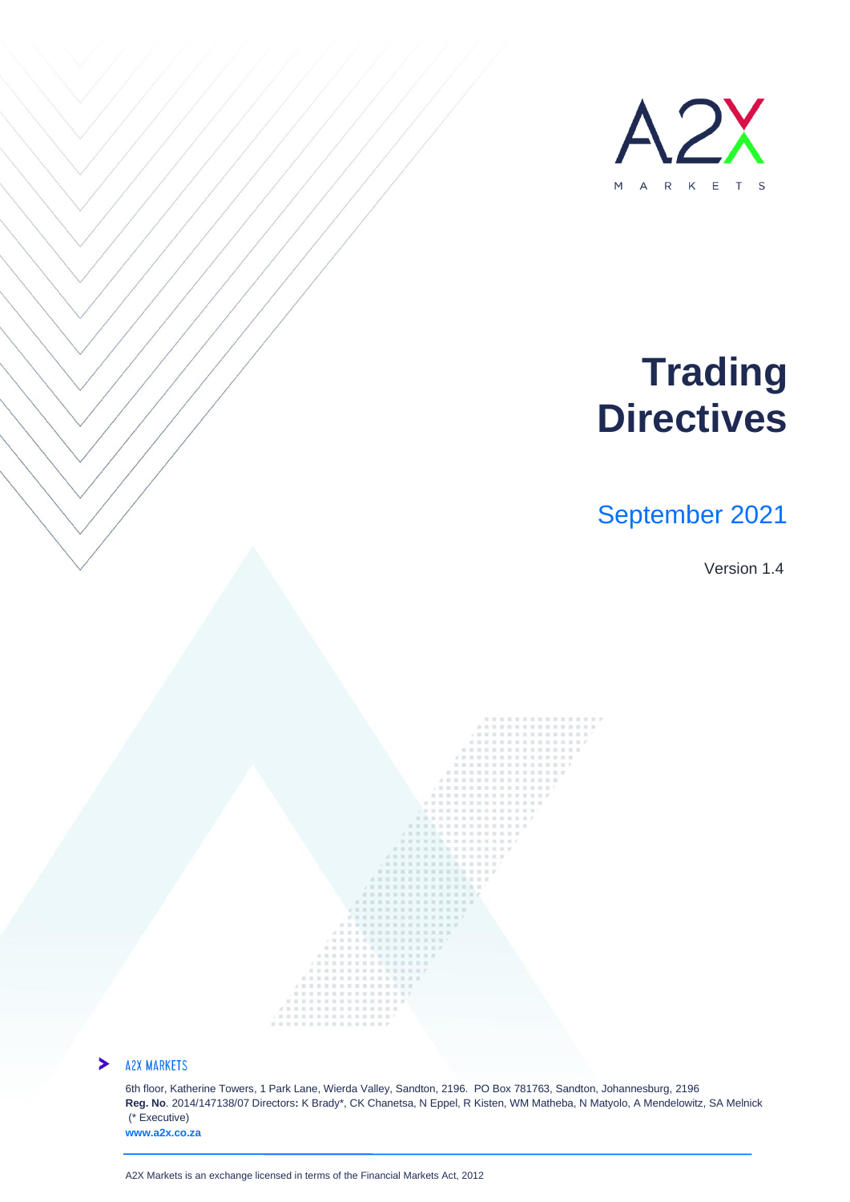A2X

MARKETS

# Trading Directives

September 2021

Version 1.4

A2X MARKETS

6th floor, Katherine Towers, 1 Park Lane, Wierda Valley, Sandton, 2196. PO Box 781763, Sandton, Johannesburg, 2196
**Reg. No**. 2014/147138/07 Directors**:** K Brady*, CK Chanetsa, N Eppel, R Kisten, WM Matheba, N Matyolo, A Mendelowitz, SA Melnick
(* Executive)
**www.a2x.co.za**

A2X Markets is an exchange licensed in terms of the Financial Markets Act, 2012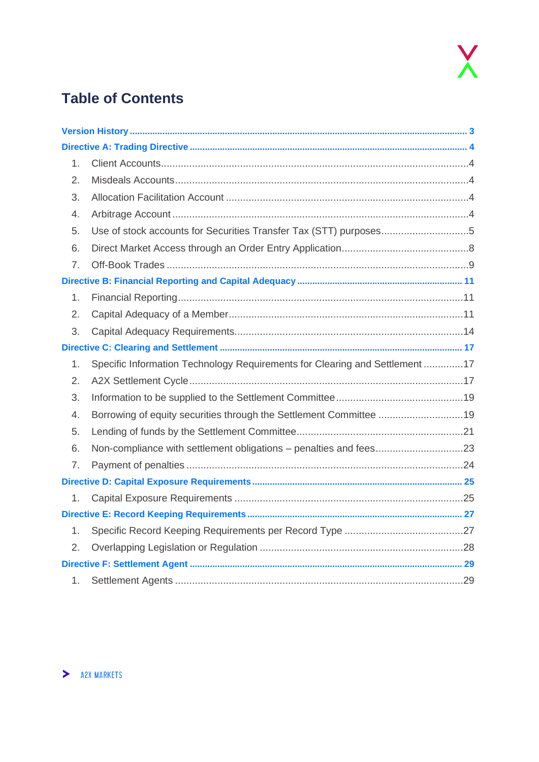# Table of Contents

**Version History** ... 3

**Directive A: Trading Directive** ... 4

1. Client Accounts ... 4
2. Misdeals Accounts ... 4
3. Allocation Facilitation Account ... 4
4. Arbitrage Account ... 4
5. Use of stock accounts for Securities Transfer Tax (STT) purposes ... 5
6. Direct Market Access through an Order Entry Application ... 8
7. Off-Book Trades ... 9

**Directive B: Financial Reporting and Capital Adequacy** ... 11

1. Financial Reporting ... 11
2. Capital Adequacy of a Member ... 11
3. Capital Adequacy Requirements ... 14

**Directive C: Clearing and Settlement** ... 17

1. Specific Information Technology Requirements for Clearing and Settlement ... 17
2. A2X Settlement Cycle ... 17
3. Information to be supplied to the Settlement Committee ... 19
4. Borrowing of equity securities through the Settlement Committee ... 19
5. Lending of funds by the Settlement Committee ... 21
6. Non-compliance with settlement obligations – penalties and fees ... 23
7. Payment of penalties ... 24

**Directive D: Capital Exposure Requirements** ... 25

1. Capital Exposure Requirements ... 25

**Directive E: Record Keeping Requirements** ... 27

1. Specific Record Keeping Requirements per Record Type ... 27
2. Overlapping Legislation or Regulation ... 28

**Directive F: Settlement Agent** ... 29

1. Settlement Agents ... 29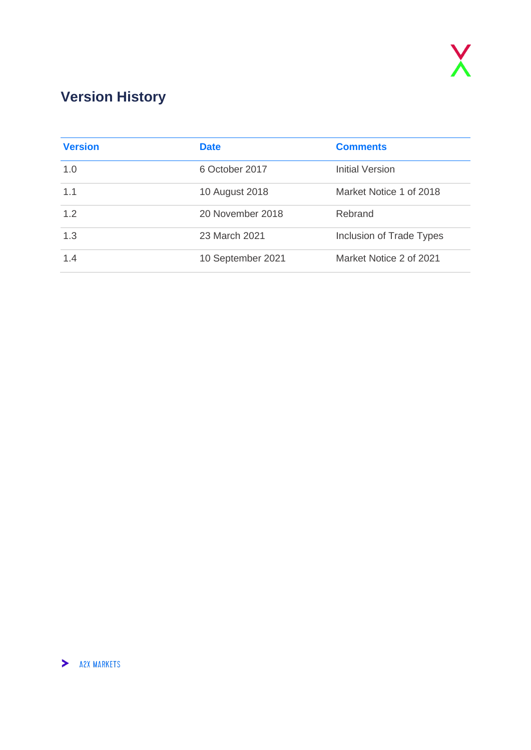## Version History

| Version | Date | Comments |
|---|---|---|
| 1.0 | 6 October 2017 | Initial Version |
| 1.1 | 10 August 2018 | Market Notice 1 of 2018 |
| 1.2 | 20 November 2018 | Rebrand |
| 1.3 | 23 March 2021 | Inclusion of Trade Types |
| 1.4 | 10 September 2021 | Market Notice 2 of 2021 |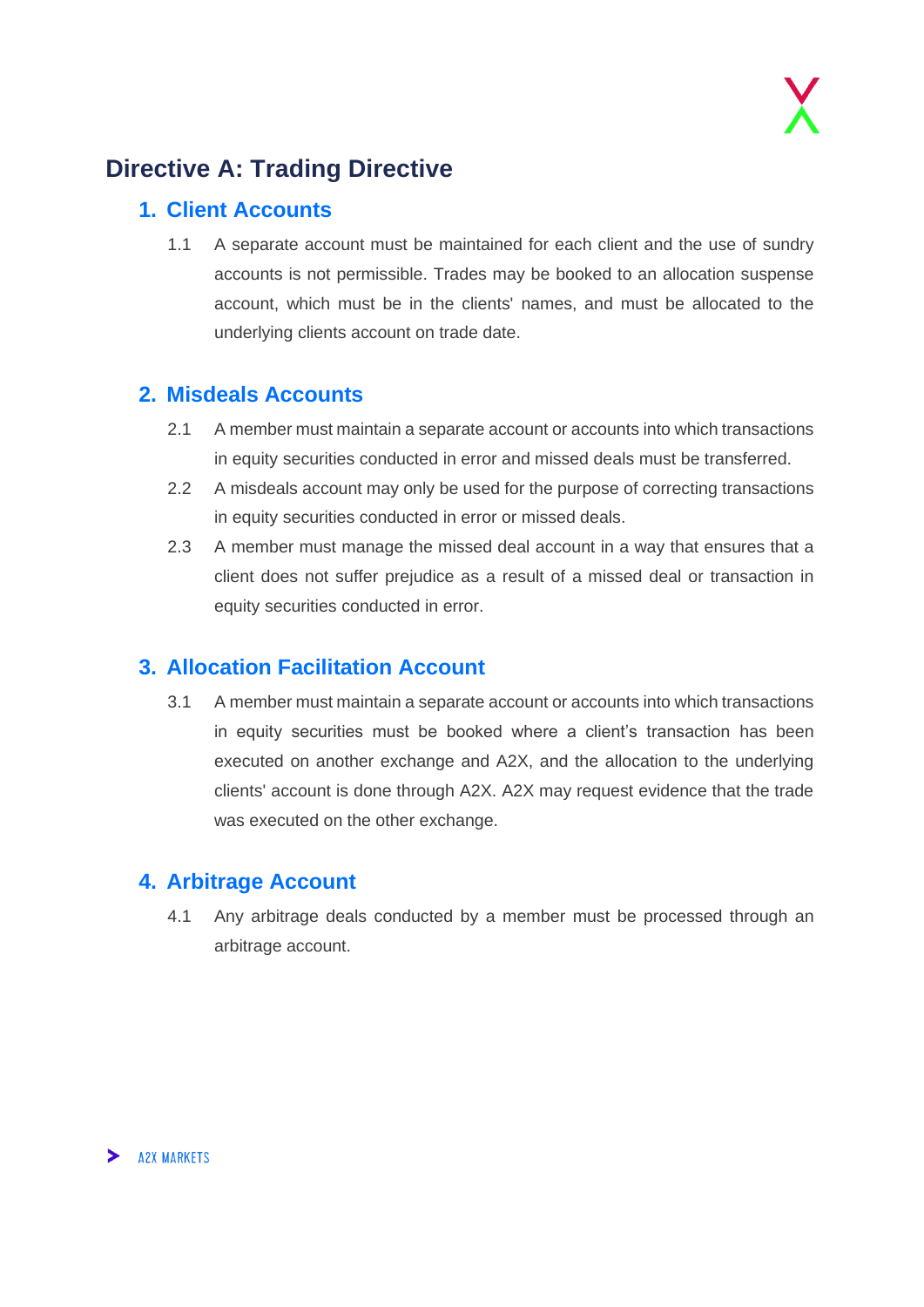# Directive A: Trading Directive

## 1. Client Accounts

1.1 A separate account must be maintained for each client and the use of sundry accounts is not permissible. Trades may be booked to an allocation suspense account, which must be in the clients' names, and must be allocated to the underlying clients account on trade date.

## 2. Misdeals Accounts

2.1 A member must maintain a separate account or accounts into which transactions in equity securities conducted in error and missed deals must be transferred.

2.2 A misdeals account may only be used for the purpose of correcting transactions in equity securities conducted in error or missed deals.

2.3 A member must manage the missed deal account in a way that ensures that a client does not suffer prejudice as a result of a missed deal or transaction in equity securities conducted in error.

## 3. Allocation Facilitation Account

3.1 A member must maintain a separate account or accounts into which transactions in equity securities must be booked where a client's transaction has been executed on another exchange and A2X, and the allocation to the underlying clients' account is done through A2X. A2X may request evidence that the trade was executed on the other exchange.

## 4. Arbitrage Account

4.1 Any arbitrage deals conducted by a member must be processed through an arbitrage account.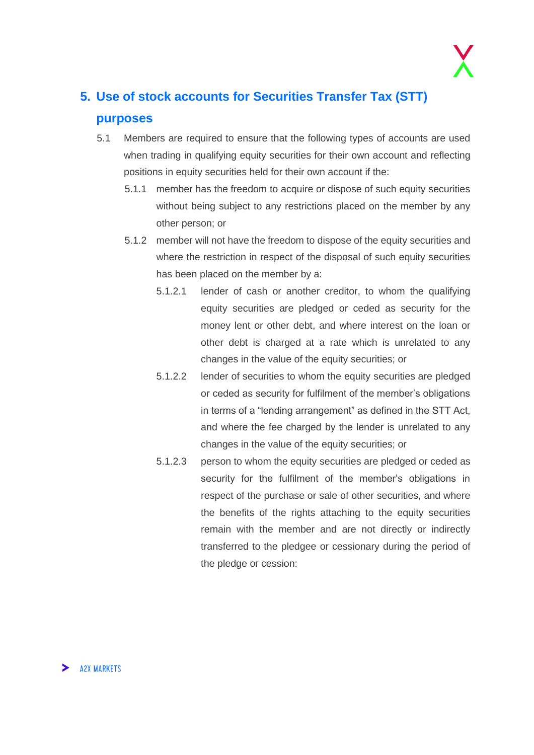## 5. Use of stock accounts for Securities Transfer Tax (STT) purposes

5.1 Members are required to ensure that the following types of accounts are used when trading in qualifying equity securities for their own account and reflecting positions in equity securities held for their own account if the:

5.1.1 member has the freedom to acquire or dispose of such equity securities without being subject to any restrictions placed on the member by any other person; or

5.1.2 member will not have the freedom to dispose of the equity securities and where the restriction in respect of the disposal of such equity securities has been placed on the member by a:

5.1.2.1 lender of cash or another creditor, to whom the qualifying equity securities are pledged or ceded as security for the money lent or other debt, and where interest on the loan or other debt is charged at a rate which is unrelated to any changes in the value of the equity securities; or

5.1.2.2 lender of securities to whom the equity securities are pledged or ceded as security for fulfilment of the member's obligations in terms of a "lending arrangement" as defined in the STT Act, and where the fee charged by the lender is unrelated to any changes in the value of the equity securities; or

5.1.2.3 person to whom the equity securities are pledged or ceded as security for the fulfilment of the member's obligations in respect of the purchase or sale of other securities, and where the benefits of the rights attaching to the equity securities remain with the member and are not directly or indirectly transferred to the pledgee or cessionary during the period of the pledge or cession: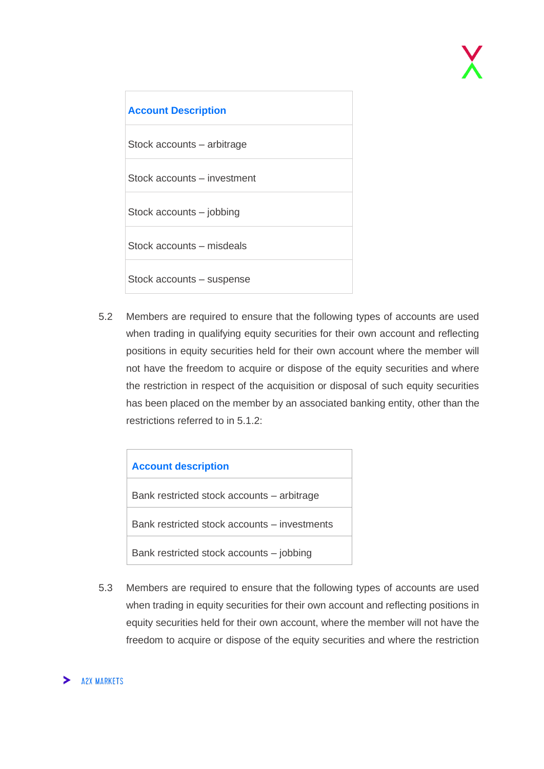| Account Description |
| --- |
| Stock accounts – arbitrage |
| Stock accounts – investment |
| Stock accounts – jobbing |
| Stock accounts – misdeals |
| Stock accounts – suspense |

5.2 Members are required to ensure that the following types of accounts are used when trading in qualifying equity securities for their own account and reflecting positions in equity securities held for their own account where the member will not have the freedom to acquire or dispose of the equity securities and where the restriction in respect of the acquisition or disposal of such equity securities has been placed on the member by an associated banking entity, other than the restrictions referred to in 5.1.2:

| Account description |
| --- |
| Bank restricted stock accounts – arbitrage |
| Bank restricted stock accounts – investments |
| Bank restricted stock accounts – jobbing |

5.3 Members are required to ensure that the following types of accounts are used when trading in equity securities for their own account and reflecting positions in equity securities held for their own account, where the member will not have the freedom to acquire or dispose of the equity securities and where the restriction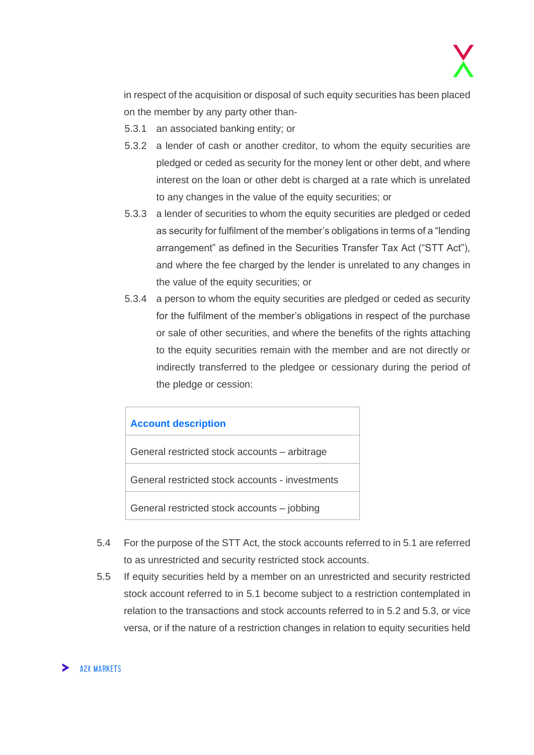in respect of the acquisition or disposal of such equity securities has been placed on the member by any party other than-

5.3.1 an associated banking entity; or

5.3.2 a lender of cash or another creditor, to whom the equity securities are pledged or ceded as security for the money lent or other debt, and where interest on the loan or other debt is charged at a rate which is unrelated to any changes in the value of the equity securities; or

5.3.3 a lender of securities to whom the equity securities are pledged or ceded as security for fulfilment of the member's obligations in terms of a "lending arrangement" as defined in the Securities Transfer Tax Act ("STT Act"), and where the fee charged by the lender is unrelated to any changes in the value of the equity securities; or

5.3.4 a person to whom the equity securities are pledged or ceded as security for the fulfilment of the member's obligations in respect of the purchase or sale of other securities, and where the benefits of the rights attaching to the equity securities remain with the member and are not directly or indirectly transferred to the pledgee or cessionary during the period of the pledge or cession:

| Account description |
|---|
| General restricted stock accounts – arbitrage |
| General restricted stock accounts - investments |
| General restricted stock accounts – jobbing |

5.4 For the purpose of the STT Act, the stock accounts referred to in 5.1 are referred to as unrestricted and security restricted stock accounts.

5.5 If equity securities held by a member on an unrestricted and security restricted stock account referred to in 5.1 become subject to a restriction contemplated in relation to the transactions and stock accounts referred to in 5.2 and 5.3, or vice versa, or if the nature of a restriction changes in relation to equity securities held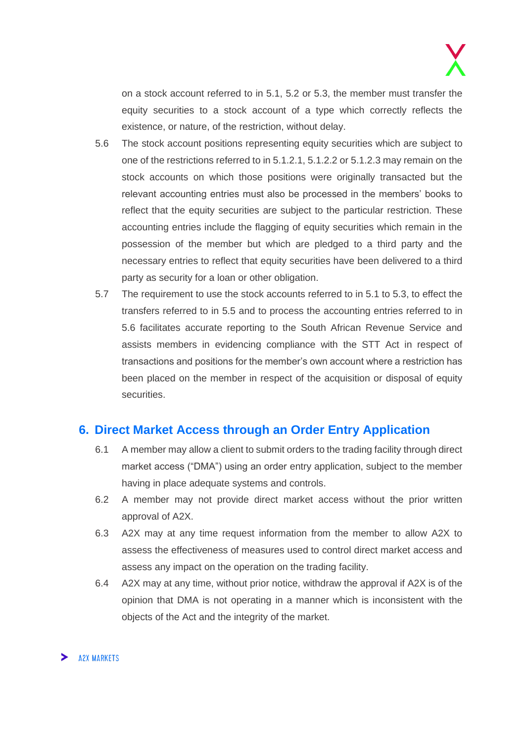on a stock account referred to in 5.1, 5.2 or 5.3, the member must transfer the equity securities to a stock account of a type which correctly reflects the existence, or nature, of the restriction, without delay.

5.6 The stock account positions representing equity securities which are subject to one of the restrictions referred to in 5.1.2.1, 5.1.2.2 or 5.1.2.3 may remain on the stock accounts on which those positions were originally transacted but the relevant accounting entries must also be processed in the members' books to reflect that the equity securities are subject to the particular restriction. These accounting entries include the flagging of equity securities which remain in the possession of the member but which are pledged to a third party and the necessary entries to reflect that equity securities have been delivered to a third party as security for a loan or other obligation.

5.7 The requirement to use the stock accounts referred to in 5.1 to 5.3, to effect the transfers referred to in 5.5 and to process the accounting entries referred to in 5.6 facilitates accurate reporting to the South African Revenue Service and assists members in evidencing compliance with the STT Act in respect of transactions and positions for the member's own account where a restriction has been placed on the member in respect of the acquisition or disposal of equity securities.

## 6. Direct Market Access through an Order Entry Application

6.1 A member may allow a client to submit orders to the trading facility through direct market access ("DMA") using an order entry application, subject to the member having in place adequate systems and controls.

6.2 A member may not provide direct market access without the prior written approval of A2X.

6.3 A2X may at any time request information from the member to allow A2X to assess the effectiveness of measures used to control direct market access and assess any impact on the operation on the trading facility.

6.4 A2X may at any time, without prior notice, withdraw the approval if A2X is of the opinion that DMA is not operating in a manner which is inconsistent with the objects of the Act and the integrity of the market.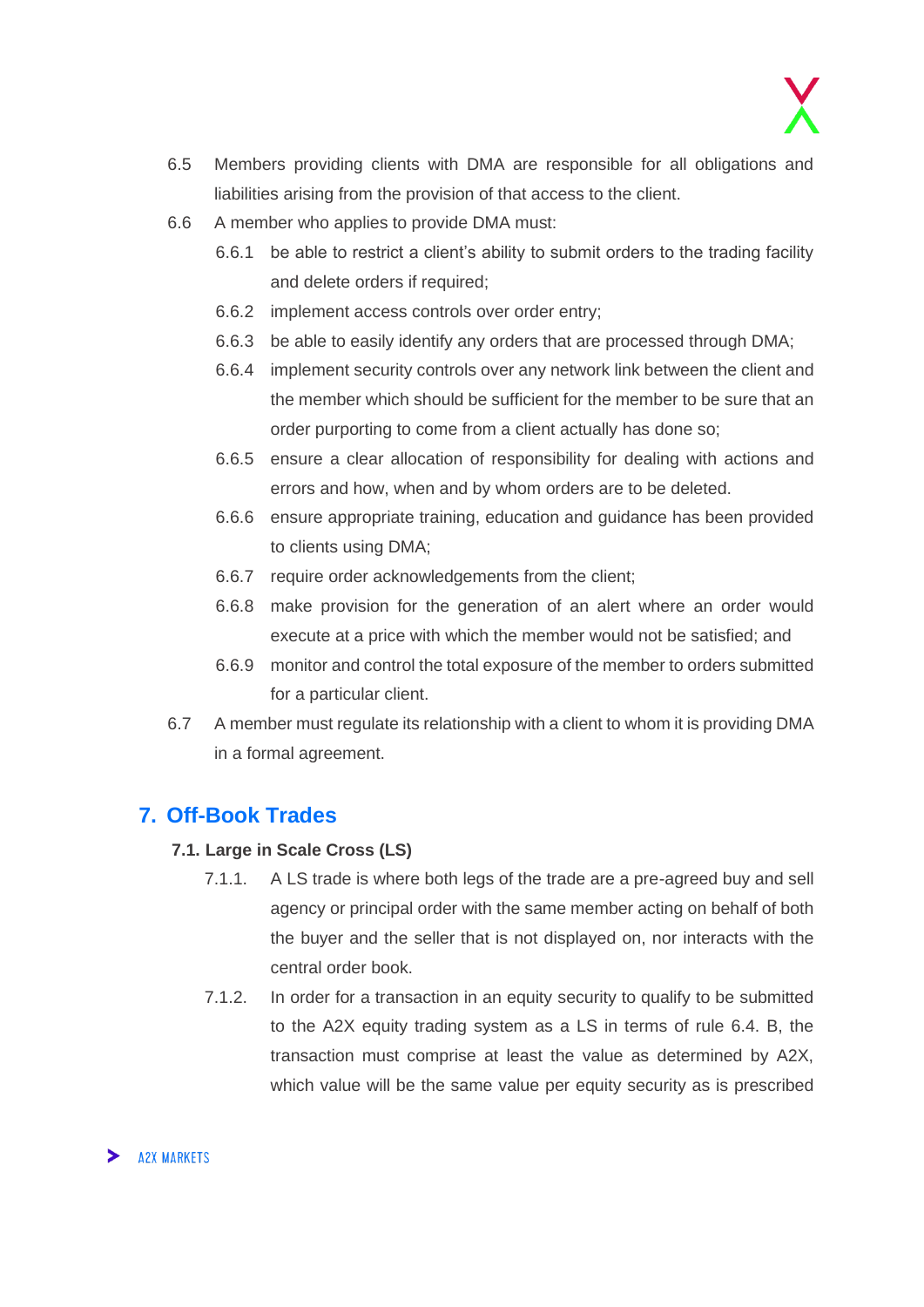6.5 Members providing clients with DMA are responsible for all obligations and liabilities arising from the provision of that access to the client.

6.6 A member who applies to provide DMA must:

6.6.1 be able to restrict a client's ability to submit orders to the trading facility and delete orders if required;

6.6.2 implement access controls over order entry;

6.6.3 be able to easily identify any orders that are processed through DMA;

6.6.4 implement security controls over any network link between the client and the member which should be sufficient for the member to be sure that an order purporting to come from a client actually has done so;

6.6.5 ensure a clear allocation of responsibility for dealing with actions and errors and how, when and by whom orders are to be deleted.

6.6.6 ensure appropriate training, education and guidance has been provided to clients using DMA;

6.6.7 require order acknowledgements from the client;

6.6.8 make provision for the generation of an alert where an order would execute at a price with which the member would not be satisfied; and

6.6.9 monitor and control the total exposure of the member to orders submitted for a particular client.

6.7 A member must regulate its relationship with a client to whom it is providing DMA in a formal agreement.

## 7. Off-Book Trades

### 7.1. Large in Scale Cross (LS)

7.1.1. A LS trade is where both legs of the trade are a pre-agreed buy and sell agency or principal order with the same member acting on behalf of both the buyer and the seller that is not displayed on, nor interacts with the central order book.

7.1.2. In order for a transaction in an equity security to qualify to be submitted to the A2X equity trading system as a LS in terms of rule 6.4. B, the transaction must comprise at least the value as determined by A2X, which value will be the same value per equity security as is prescribed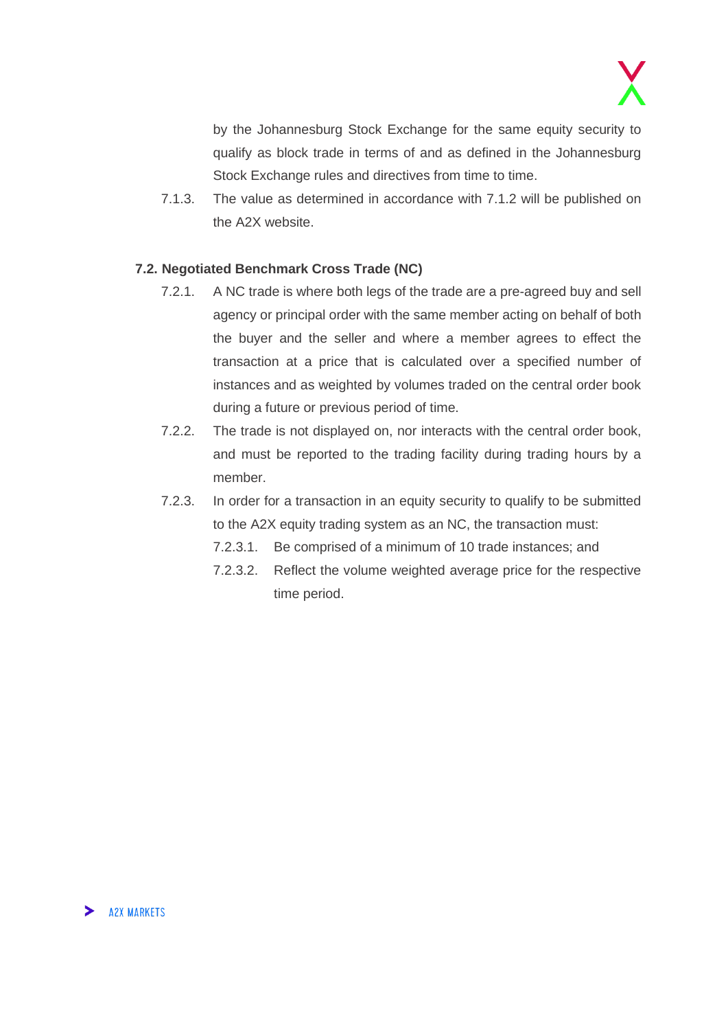by the Johannesburg Stock Exchange for the same equity security to qualify as block trade in terms of and as defined in the Johannesburg Stock Exchange rules and directives from time to time.

7.1.3. The value as determined in accordance with 7.1.2 will be published on the A2X website.

**7.2. Negotiated Benchmark Cross Trade (NC)**

7.2.1. A NC trade is where both legs of the trade are a pre-agreed buy and sell agency or principal order with the same member acting on behalf of both the buyer and the seller and where a member agrees to effect the transaction at a price that is calculated over a specified number of instances and as weighted by volumes traded on the central order book during a future or previous period of time.

7.2.2. The trade is not displayed on, nor interacts with the central order book, and must be reported to the trading facility during trading hours by a member.

7.2.3. In order for a transaction in an equity security to qualify to be submitted to the A2X equity trading system as an NC, the transaction must:

7.2.3.1. Be comprised of a minimum of 10 trade instances; and

7.2.3.2. Reflect the volume weighted average price for the respective time period.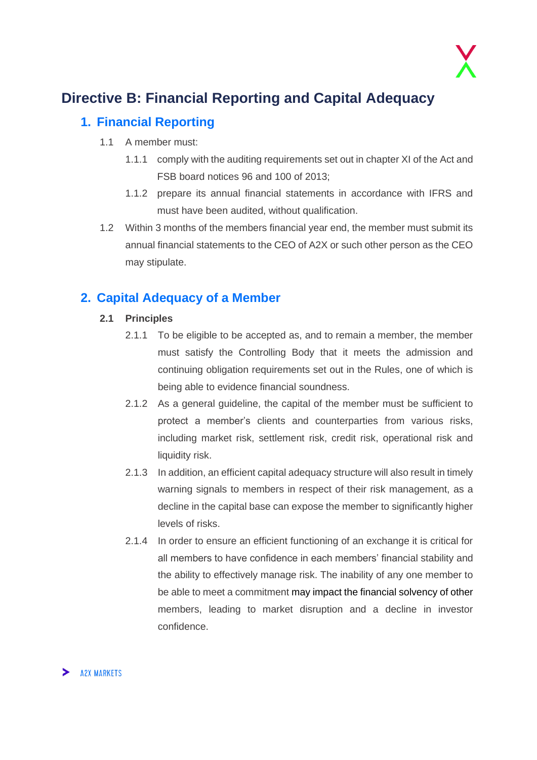# Directive B: Financial Reporting and Capital Adequacy

## 1. Financial Reporting

1.1 A member must:

1.1.1 comply with the auditing requirements set out in chapter XI of the Act and FSB board notices 96 and 100 of 2013;

1.1.2 prepare its annual financial statements in accordance with IFRS and must have been audited, without qualification.

1.2 Within 3 months of the members financial year end, the member must submit its annual financial statements to the CEO of A2X or such other person as the CEO may stipulate.

## 2. Capital Adequacy of a Member

### 2.1 Principles

2.1.1 To be eligible to be accepted as, and to remain a member, the member must satisfy the Controlling Body that it meets the admission and continuing obligation requirements set out in the Rules, one of which is being able to evidence financial soundness.

2.1.2 As a general guideline, the capital of the member must be sufficient to protect a member's clients and counterparties from various risks, including market risk, settlement risk, credit risk, operational risk and liquidity risk.

2.1.3 In addition, an efficient capital adequacy structure will also result in timely warning signals to members in respect of their risk management, as a decline in the capital base can expose the member to significantly higher levels of risks.

2.1.4 In order to ensure an efficient functioning of an exchange it is critical for all members to have confidence in each members' financial stability and the ability to effectively manage risk. The inability of any one member to be able to meet a commitment may impact the financial solvency of other members, leading to market disruption and a decline in investor confidence.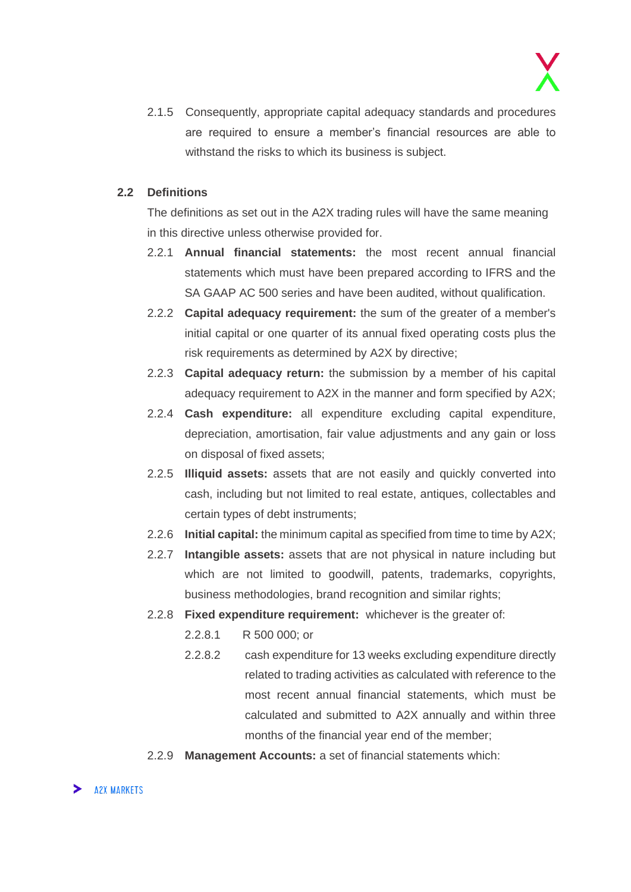2.1.5 Consequently, appropriate capital adequacy standards and procedures are required to ensure a member's financial resources are able to withstand the risks to which its business is subject.

### 2.2 Definitions

The definitions as set out in the A2X trading rules will have the same meaning in this directive unless otherwise provided for.

2.2.1 **Annual financial statements:** the most recent annual financial statements which must have been prepared according to IFRS and the SA GAAP AC 500 series and have been audited, without qualification.

2.2.2 **Capital adequacy requirement:** the sum of the greater of a member's initial capital or one quarter of its annual fixed operating costs plus the risk requirements as determined by A2X by directive;

2.2.3 **Capital adequacy return:** the submission by a member of his capital adequacy requirement to A2X in the manner and form specified by A2X;

2.2.4 **Cash expenditure:** all expenditure excluding capital expenditure, depreciation, amortisation, fair value adjustments and any gain or loss on disposal of fixed assets;

2.2.5 **Illiquid assets:** assets that are not easily and quickly converted into cash, including but not limited to real estate, antiques, collectables and certain types of debt instruments;

2.2.6 **Initial capital:** the minimum capital as specified from time to time by A2X;

2.2.7 **Intangible assets:** assets that are not physical in nature including but which are not limited to goodwill, patents, trademarks, copyrights, business methodologies, brand recognition and similar rights;

2.2.8 **Fixed expenditure requirement:** whichever is the greater of:

2.2.8.1 R 500 000; or

2.2.8.2 cash expenditure for 13 weeks excluding expenditure directly related to trading activities as calculated with reference to the most recent annual financial statements, which must be calculated and submitted to A2X annually and within three months of the financial year end of the member;

2.2.9 **Management Accounts:** a set of financial statements which: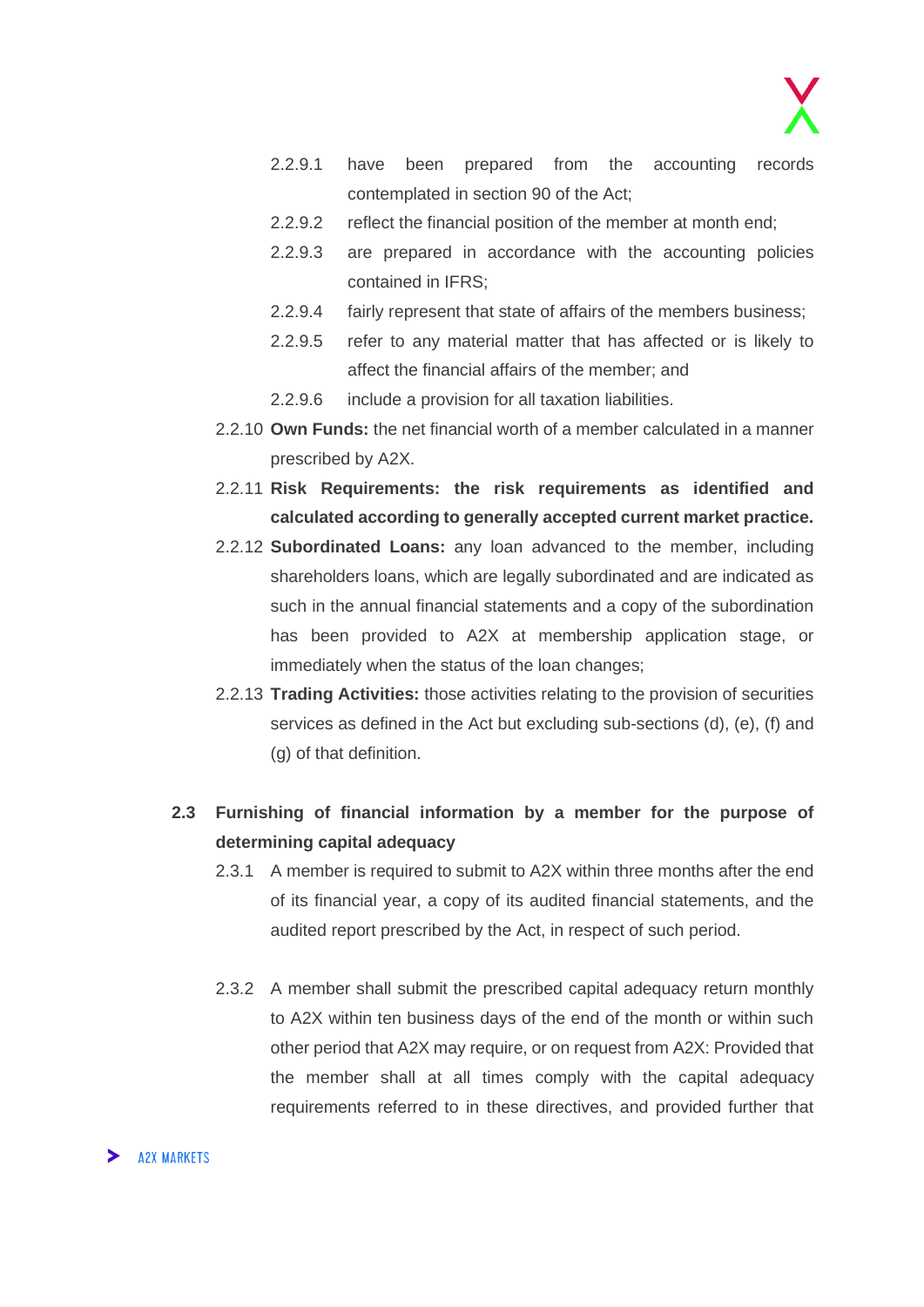2.2.9.1 have been prepared from the accounting records contemplated in section 90 of the Act;

2.2.9.2 reflect the financial position of the member at month end;

2.2.9.3 are prepared in accordance with the accounting policies contained in IFRS;

2.2.9.4 fairly represent that state of affairs of the members business;

2.2.9.5 refer to any material matter that has affected or is likely to affect the financial affairs of the member; and

2.2.9.6 include a provision for all taxation liabilities.

2.2.10 **Own Funds:** the net financial worth of a member calculated in a manner prescribed by A2X.

2.2.11 **Risk Requirements: the risk requirements as identified and calculated according to generally accepted current market practice.**

2.2.12 **Subordinated Loans:** any loan advanced to the member, including shareholders loans, which are legally subordinated and are indicated as such in the annual financial statements and a copy of the subordination has been provided to A2X at membership application stage, or immediately when the status of the loan changes;

2.2.13 **Trading Activities:** those activities relating to the provision of securities services as defined in the Act but excluding sub-sections (d), (e), (f) and (g) of that definition.

## 2.3 Furnishing of financial information by a member for the purpose of determining capital adequacy

2.3.1 A member is required to submit to A2X within three months after the end of its financial year, a copy of its audited financial statements, and the audited report prescribed by the Act, in respect of such period.

2.3.2 A member shall submit the prescribed capital adequacy return monthly to A2X within ten business days of the end of the month or within such other period that A2X may require, or on request from A2X: Provided that the member shall at all times comply with the capital adequacy requirements referred to in these directives, and provided further that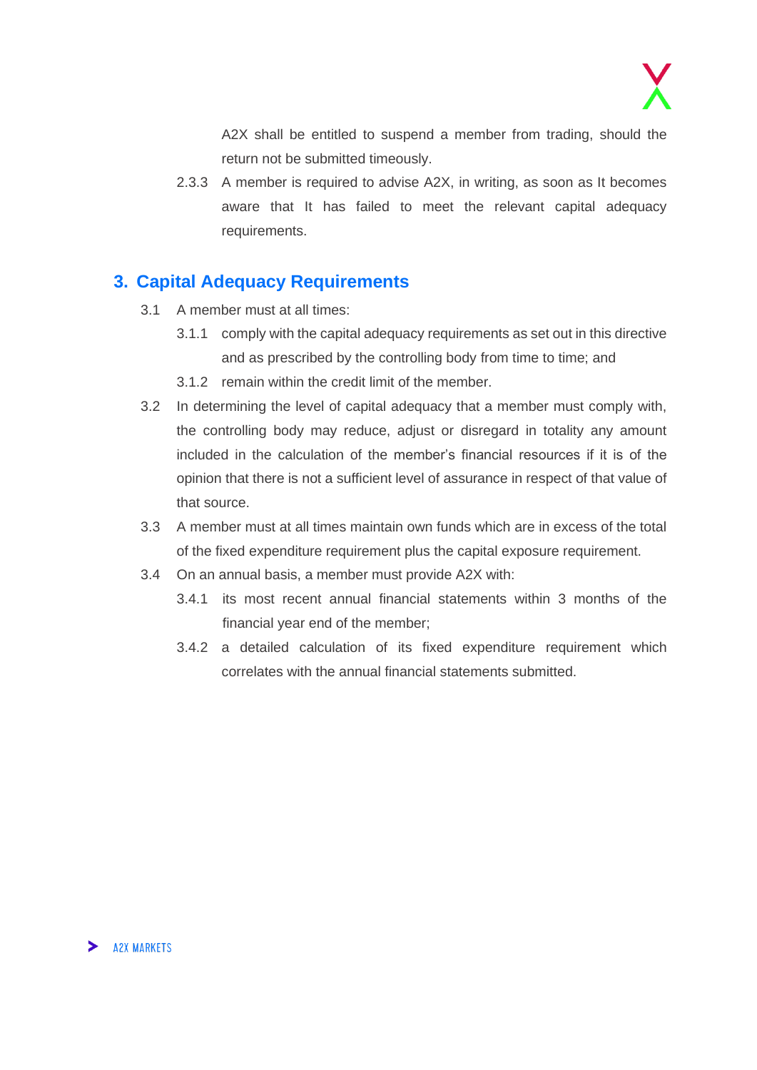A2X shall be entitled to suspend a member from trading, should the return not be submitted timeously.

2.3.3 A member is required to advise A2X, in writing, as soon as It becomes aware that It has failed to meet the relevant capital adequacy requirements.

## 3. Capital Adequacy Requirements

3.1 A member must at all times:

3.1.1 comply with the capital adequacy requirements as set out in this directive and as prescribed by the controlling body from time to time; and

3.1.2 remain within the credit limit of the member.

3.2 In determining the level of capital adequacy that a member must comply with, the controlling body may reduce, adjust or disregard in totality any amount included in the calculation of the member's financial resources if it is of the opinion that there is not a sufficient level of assurance in respect of that value of that source.

3.3 A member must at all times maintain own funds which are in excess of the total of the fixed expenditure requirement plus the capital exposure requirement.

3.4 On an annual basis, a member must provide A2X with:

3.4.1 its most recent annual financial statements within 3 months of the financial year end of the member;

3.4.2 a detailed calculation of its fixed expenditure requirement which correlates with the annual financial statements submitted.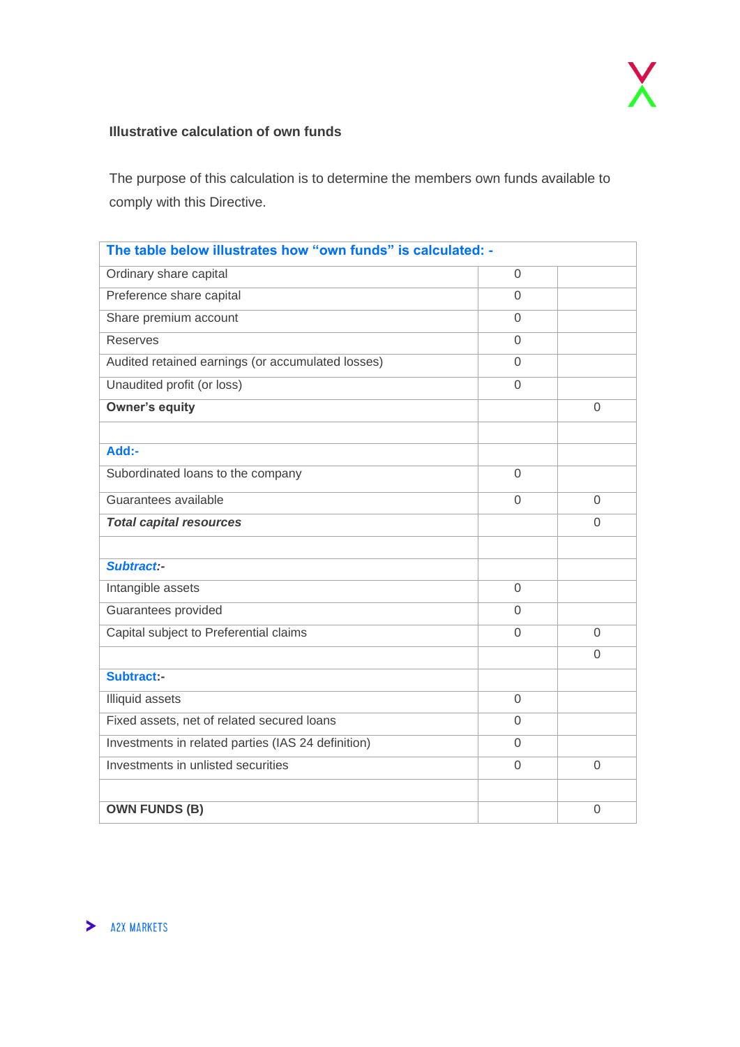**Illustrative calculation of own funds**

The purpose of this calculation is to determine the members own funds available to comply with this Directive.

| **The table below illustrates how "own funds" is calculated: -** | | |
|---|---|---|
| Ordinary share capital | 0 | |
| Preference share capital | 0 | |
| Share premium account | 0 | |
| Reserves | 0 | |
| Audited retained earnings (or accumulated losses) | 0 | |
| Unaudited profit (or loss) | 0 | |
| **Owner's equity** | | 0 |
| | | |
| **Add:-** | | |
| Subordinated loans to the company | 0 | |
| Guarantees available | 0 | 0 |
| ***Total capital resources*** | | 0 |
| | | |
| ***Subtract:-*** | | |
| Intangible assets | 0 | |
| Guarantees provided | 0 | |
| Capital subject to Preferential claims | 0 | 0 |
| | | 0 |
| **Subtract:-** | | |
| Illiquid assets | 0 | |
| Fixed assets, net of related secured loans | 0 | |
| Investments in related parties (IAS 24 definition) | 0 | |
| Investments in unlisted securities | 0 | 0 |
| | | |
| **OWN FUNDS (B)** | | 0 |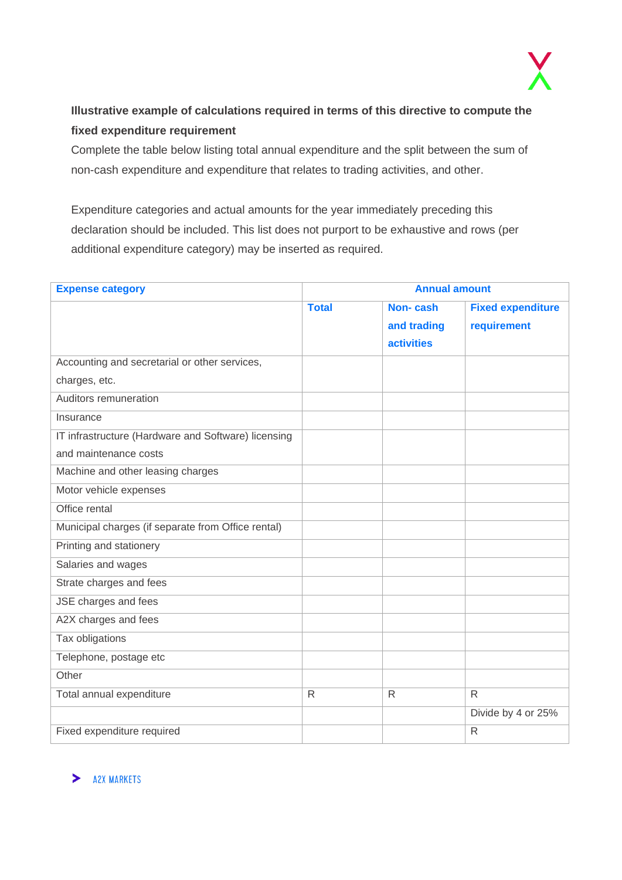**Illustrative example of calculations required in terms of this directive to compute the fixed expenditure requirement**

Complete the table below listing total annual expenditure and the split between the sum of non-cash expenditure and expenditure that relates to trading activities, and other.

Expenditure categories and actual amounts for the year immediately preceding this declaration should be included. This list does not purport to be exhaustive and rows (per additional expenditure category) may be inserted as required.

| Expense category | Annual amount | | |
|---|---|---|---|
| | Total | Non- cash and trading activities | Fixed expenditure requirement |
| Accounting and secretarial or other services, charges, etc. | | | |
| Auditors remuneration | | | |
| Insurance | | | |
| IT infrastructure (Hardware and Software) licensing and maintenance costs | | | |
| Machine and other leasing charges | | | |
| Motor vehicle expenses | | | |
| Office rental | | | |
| Municipal charges (if separate from Office rental) | | | |
| Printing and stationery | | | |
| Salaries and wages | | | |
| Strate charges and fees | | | |
| JSE charges and fees | | | |
| A2X charges and fees | | | |
| Tax obligations | | | |
| Telephone, postage etc | | | |
| Other | | | |
| Total annual expenditure | R | R | R |
| | | | Divide by 4 or 25% |
| Fixed expenditure required | | | R |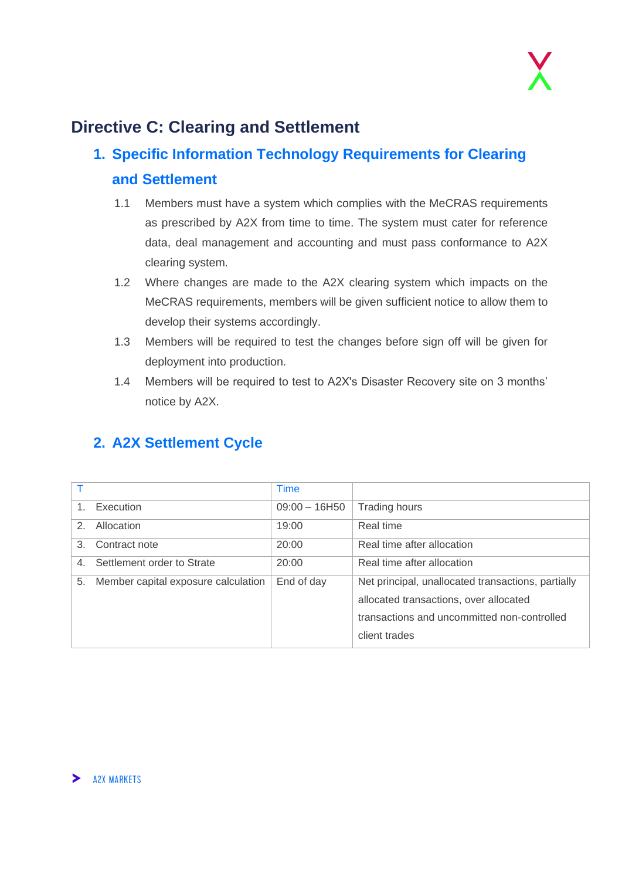# Directive C: Clearing and Settlement

## 1. Specific Information Technology Requirements for Clearing and Settlement

1.1 Members must have a system which complies with the MeCRAS requirements as prescribed by A2X from time to time. The system must cater for reference data, deal management and accounting and must pass conformance to A2X clearing system.

1.2 Where changes are made to the A2X clearing system which impacts on the MeCRAS requirements, members will be given sufficient notice to allow them to develop their systems accordingly.

1.3 Members will be required to test the changes before sign off will be given for deployment into production.

1.4 Members will be required to test to A2X's Disaster Recovery site on 3 months' notice by A2X.

## 2. A2X Settlement Cycle

| T | Time | |
|---|---|---|
| 1. Execution | 09:00 – 16H50 | Trading hours |
| 2. Allocation | 19:00 | Real time |
| 3. Contract note | 20:00 | Real time after allocation |
| 4. Settlement order to Strate | 20:00 | Real time after allocation |
| 5. Member capital exposure calculation | End of day | Net principal, unallocated transactions, partially allocated transactions, over allocated transactions and uncommitted non-controlled client trades |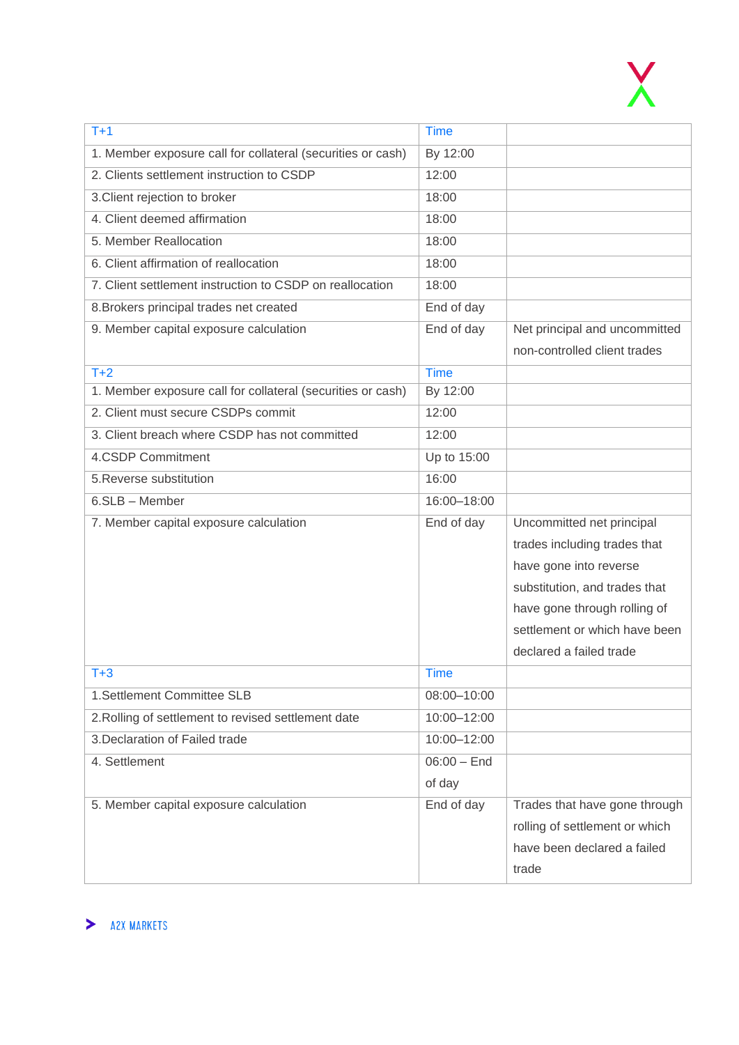| T+1 | Time | |
|---|---|---|
| 1. Member exposure call for collateral (securities or cash) | By 12:00 | |
| 2. Clients settlement instruction to CSDP | 12:00 | |
| 3.Client rejection to broker | 18:00 | |
| 4. Client deemed affirmation | 18:00 | |
| 5. Member Reallocation | 18:00 | |
| 6. Client affirmation of reallocation | 18:00 | |
| 7. Client settlement instruction to CSDP on reallocation | 18:00 | |
| 8.Brokers principal trades net created | End of day | |
| 9. Member capital exposure calculation | End of day | Net principal and uncommitted non-controlled client trades |
| T+2 | Time | |
| 1. Member exposure call for collateral (securities or cash) | By 12:00 | |
| 2. Client must secure CSDPs commit | 12:00 | |
| 3. Client breach where CSDP has not committed | 12:00 | |
| 4.CSDP Commitment | Up to 15:00 | |
| 5.Reverse substitution | 16:00 | |
| 6.SLB – Member | 16:00–18:00 | |
| 7. Member capital exposure calculation | End of day | Uncommitted net principal trades including trades that have gone into reverse substitution, and trades that have gone through rolling of settlement or which have been declared a failed trade |
| T+3 | Time | |
| 1.Settlement Committee SLB | 08:00–10:00 | |
| 2.Rolling of settlement to revised settlement date | 10:00–12:00 | |
| 3.Declaration of Failed trade | 10:00–12:00 | |
| 4. Settlement | 06:00 – End of day | |
| 5. Member capital exposure calculation | End of day | Trades that have gone through rolling of settlement or which have been declared a failed trade |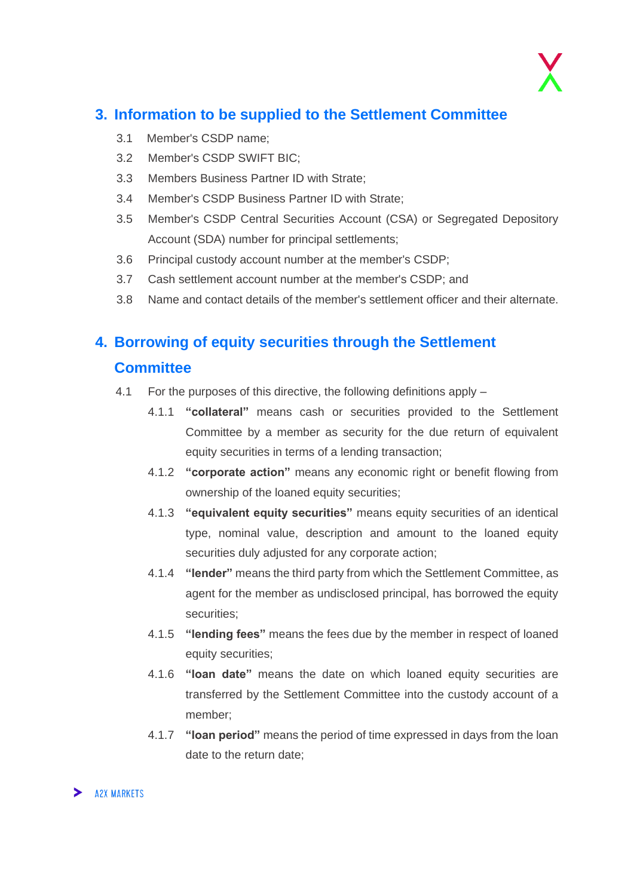## 3. Information to be supplied to the Settlement Committee

3.1 Member's CSDP name;

3.2 Member's CSDP SWIFT BIC;

3.3 Members Business Partner ID with Strate;

3.4 Member's CSDP Business Partner ID with Strate;

3.5 Member's CSDP Central Securities Account (CSA) or Segregated Depository Account (SDA) number for principal settlements;

3.6 Principal custody account number at the member's CSDP;

3.7 Cash settlement account number at the member's CSDP; and

3.8 Name and contact details of the member's settlement officer and their alternate.

## 4. Borrowing of equity securities through the Settlement Committee

4.1 For the purposes of this directive, the following definitions apply –

4.1.1 **"collateral"** means cash or securities provided to the Settlement Committee by a member as security for the due return of equivalent equity securities in terms of a lending transaction;

4.1.2 **"corporate action"** means any economic right or benefit flowing from ownership of the loaned equity securities;

4.1.3 **"equivalent equity securities"** means equity securities of an identical type, nominal value, description and amount to the loaned equity securities duly adjusted for any corporate action;

4.1.4 **"lender"** means the third party from which the Settlement Committee, as agent for the member as undisclosed principal, has borrowed the equity securities;

4.1.5 **"lending fees"** means the fees due by the member in respect of loaned equity securities;

4.1.6 **"loan date"** means the date on which loaned equity securities are transferred by the Settlement Committee into the custody account of a member;

4.1.7 **"loan period"** means the period of time expressed in days from the loan date to the return date;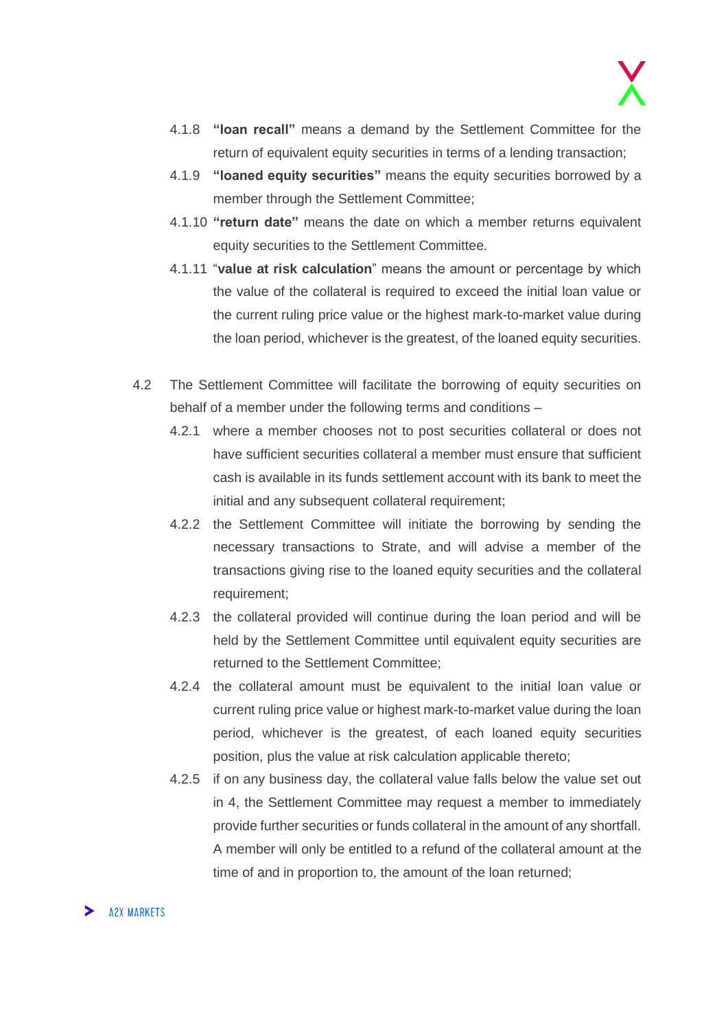4.1.8 **"loan recall"** means a demand by the Settlement Committee for the return of equivalent equity securities in terms of a lending transaction;

4.1.9 **"loaned equity securities"** means the equity securities borrowed by a member through the Settlement Committee;

4.1.10 **"return date"** means the date on which a member returns equivalent equity securities to the Settlement Committee.

4.1.11 "**value at risk calculation**" means the amount or percentage by which the value of the collateral is required to exceed the initial loan value or the current ruling price value or the highest mark-to-market value during the loan period, whichever is the greatest, of the loaned equity securities.

4.2 The Settlement Committee will facilitate the borrowing of equity securities on behalf of a member under the following terms and conditions –

4.2.1 where a member chooses not to post securities collateral or does not have sufficient securities collateral a member must ensure that sufficient cash is available in its funds settlement account with its bank to meet the initial and any subsequent collateral requirement;

4.2.2 the Settlement Committee will initiate the borrowing by sending the necessary transactions to Strate, and will advise a member of the transactions giving rise to the loaned equity securities and the collateral requirement;

4.2.3 the collateral provided will continue during the loan period and will be held by the Settlement Committee until equivalent equity securities are returned to the Settlement Committee;

4.2.4 the collateral amount must be equivalent to the initial loan value or current ruling price value or highest mark-to-market value during the loan period, whichever is the greatest, of each loaned equity securities position, plus the value at risk calculation applicable thereto;

4.2.5 if on any business day, the collateral value falls below the value set out in 4, the Settlement Committee may request a member to immediately provide further securities or funds collateral in the amount of any shortfall. A member will only be entitled to a refund of the collateral amount at the time of and in proportion to, the amount of the loan returned;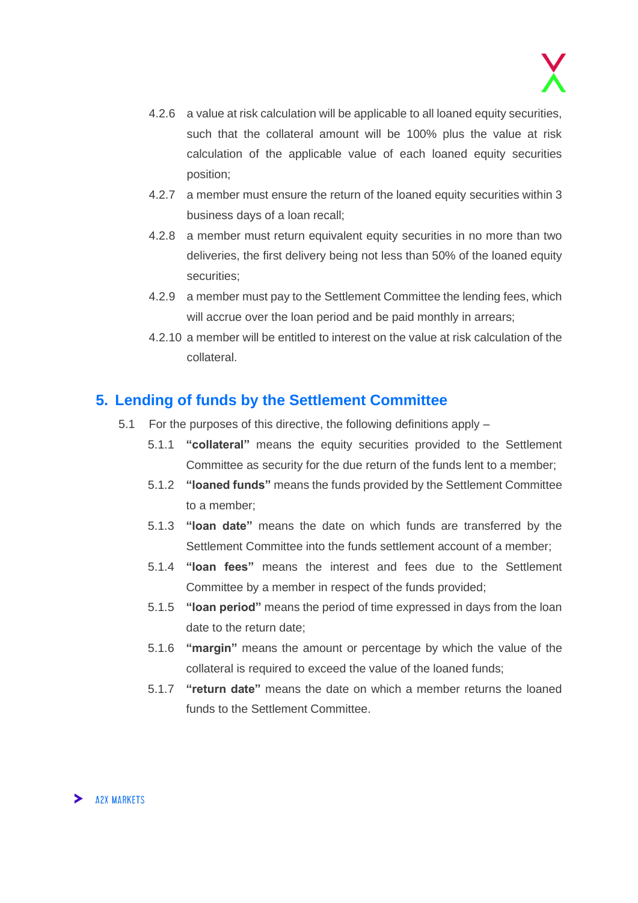4.2.6 a value at risk calculation will be applicable to all loaned equity securities, such that the collateral amount will be 100% plus the value at risk calculation of the applicable value of each loaned equity securities position;

4.2.7 a member must ensure the return of the loaned equity securities within 3 business days of a loan recall;

4.2.8 a member must return equivalent equity securities in no more than two deliveries, the first delivery being not less than 50% of the loaned equity securities;

4.2.9 a member must pay to the Settlement Committee the lending fees, which will accrue over the loan period and be paid monthly in arrears;

4.2.10 a member will be entitled to interest on the value at risk calculation of the collateral.

## 5. Lending of funds by the Settlement Committee

5.1 For the purposes of this directive, the following definitions apply –

5.1.1 **"collateral"** means the equity securities provided to the Settlement Committee as security for the due return of the funds lent to a member;

5.1.2 **"loaned funds"** means the funds provided by the Settlement Committee to a member;

5.1.3 **"loan date"** means the date on which funds are transferred by the Settlement Committee into the funds settlement account of a member;

5.1.4 **"loan fees"** means the interest and fees due to the Settlement Committee by a member in respect of the funds provided;

5.1.5 **"loan period"** means the period of time expressed in days from the loan date to the return date;

5.1.6 **"margin"** means the amount or percentage by which the value of the collateral is required to exceed the value of the loaned funds;

5.1.7 **"return date"** means the date on which a member returns the loaned funds to the Settlement Committee.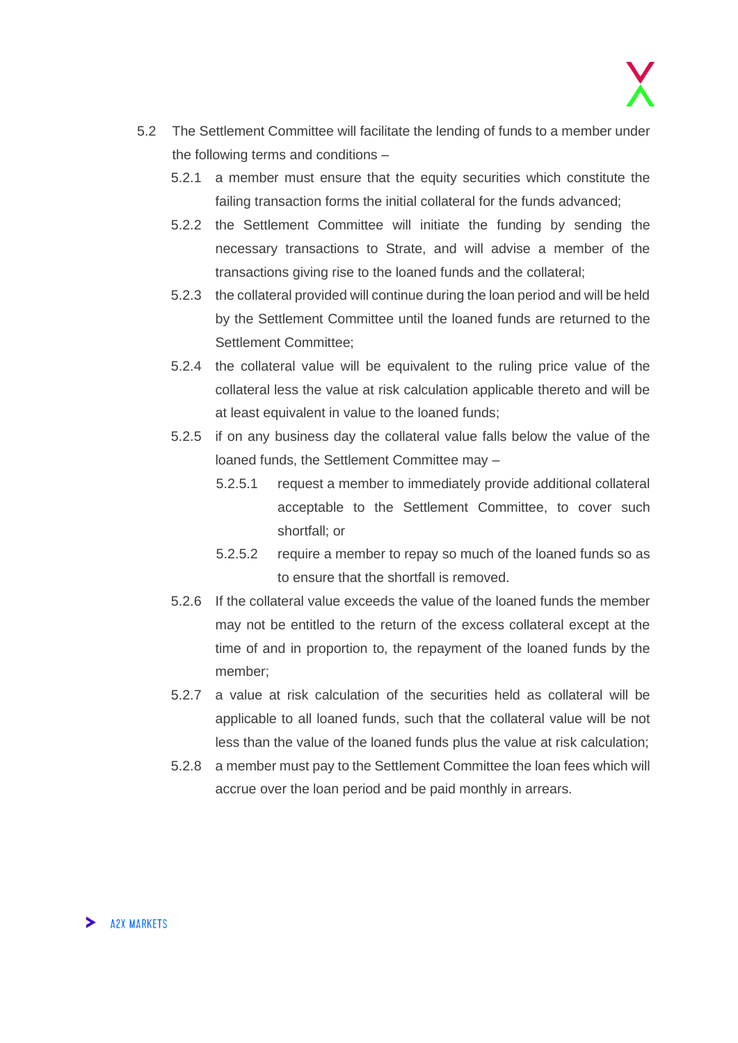5.2 The Settlement Committee will facilitate the lending of funds to a member under the following terms and conditions –

5.2.1 a member must ensure that the equity securities which constitute the failing transaction forms the initial collateral for the funds advanced;

5.2.2 the Settlement Committee will initiate the funding by sending the necessary transactions to Strate, and will advise a member of the transactions giving rise to the loaned funds and the collateral;

5.2.3 the collateral provided will continue during the loan period and will be held by the Settlement Committee until the loaned funds are returned to the Settlement Committee;

5.2.4 the collateral value will be equivalent to the ruling price value of the collateral less the value at risk calculation applicable thereto and will be at least equivalent in value to the loaned funds;

5.2.5 if on any business day the collateral value falls below the value of the loaned funds, the Settlement Committee may –

5.2.5.1 request a member to immediately provide additional collateral acceptable to the Settlement Committee, to cover such shortfall; or

5.2.5.2 require a member to repay so much of the loaned funds so as to ensure that the shortfall is removed.

5.2.6 If the collateral value exceeds the value of the loaned funds the member may not be entitled to the return of the excess collateral except at the time of and in proportion to, the repayment of the loaned funds by the member;

5.2.7 a value at risk calculation of the securities held as collateral will be applicable to all loaned funds, such that the collateral value will be not less than the value of the loaned funds plus the value at risk calculation;

5.2.8 a member must pay to the Settlement Committee the loan fees which will accrue over the loan period and be paid monthly in arrears.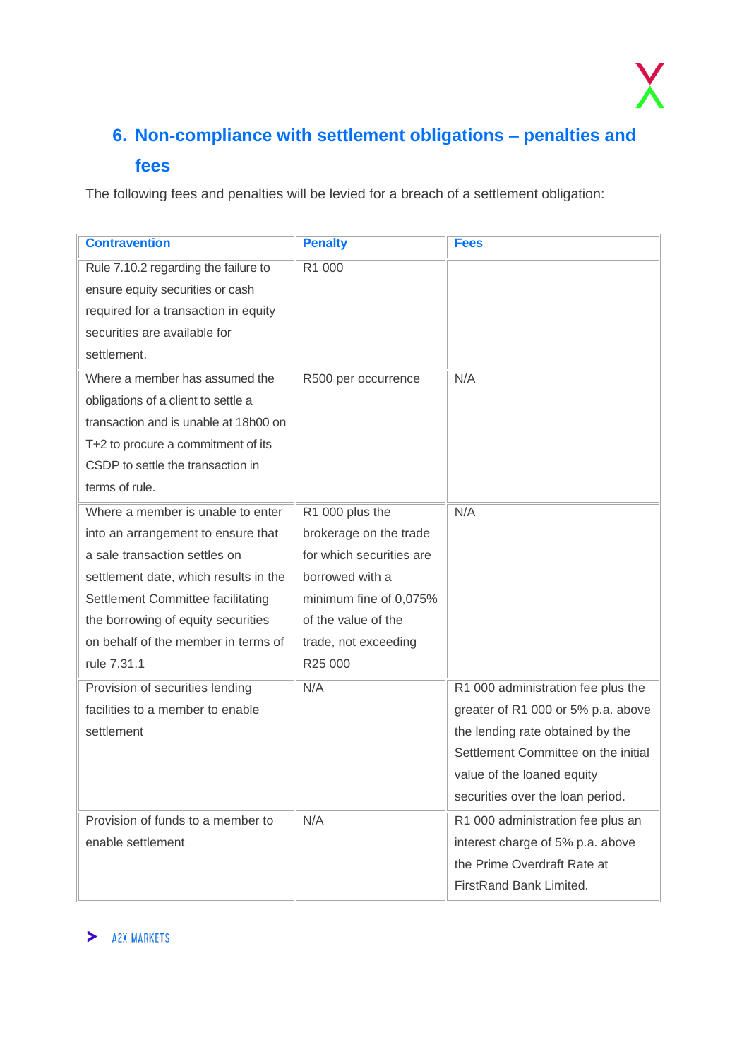## 6. Non-compliance with settlement obligations – penalties and fees

The following fees and penalties will be levied for a breach of a settlement obligation:

| Contravention | Penalty | Fees |
|---|---|---|
| Rule 7.10.2 regarding the failure to ensure equity securities or cash required for a transaction in equity securities are available for settlement. | R1 000 | |
| Where a member has assumed the obligations of a client to settle a transaction and is unable at 18h00 on T+2 to procure a commitment of its CSDP to settle the transaction in terms of rule. | R500 per occurrence | N/A |
| Where a member is unable to enter into an arrangement to ensure that a sale transaction settles on settlement date, which results in the Settlement Committee facilitating the borrowing of equity securities on behalf of the member in terms of rule 7.31.1 | R1 000 plus the brokerage on the trade for which securities are borrowed with a minimum fine of 0,075% of the value of the trade, not exceeding R25 000 | N/A |
| Provision of securities lending facilities to a member to enable settlement | N/A | R1 000 administration fee plus the greater of R1 000 or 5% p.a. above the lending rate obtained by the Settlement Committee on the initial value of the loaned equity securities over the loan period. |
| Provision of funds to a member to enable settlement | N/A | R1 000 administration fee plus an interest charge of 5% p.a. above the Prime Overdraft Rate at FirstRand Bank Limited. |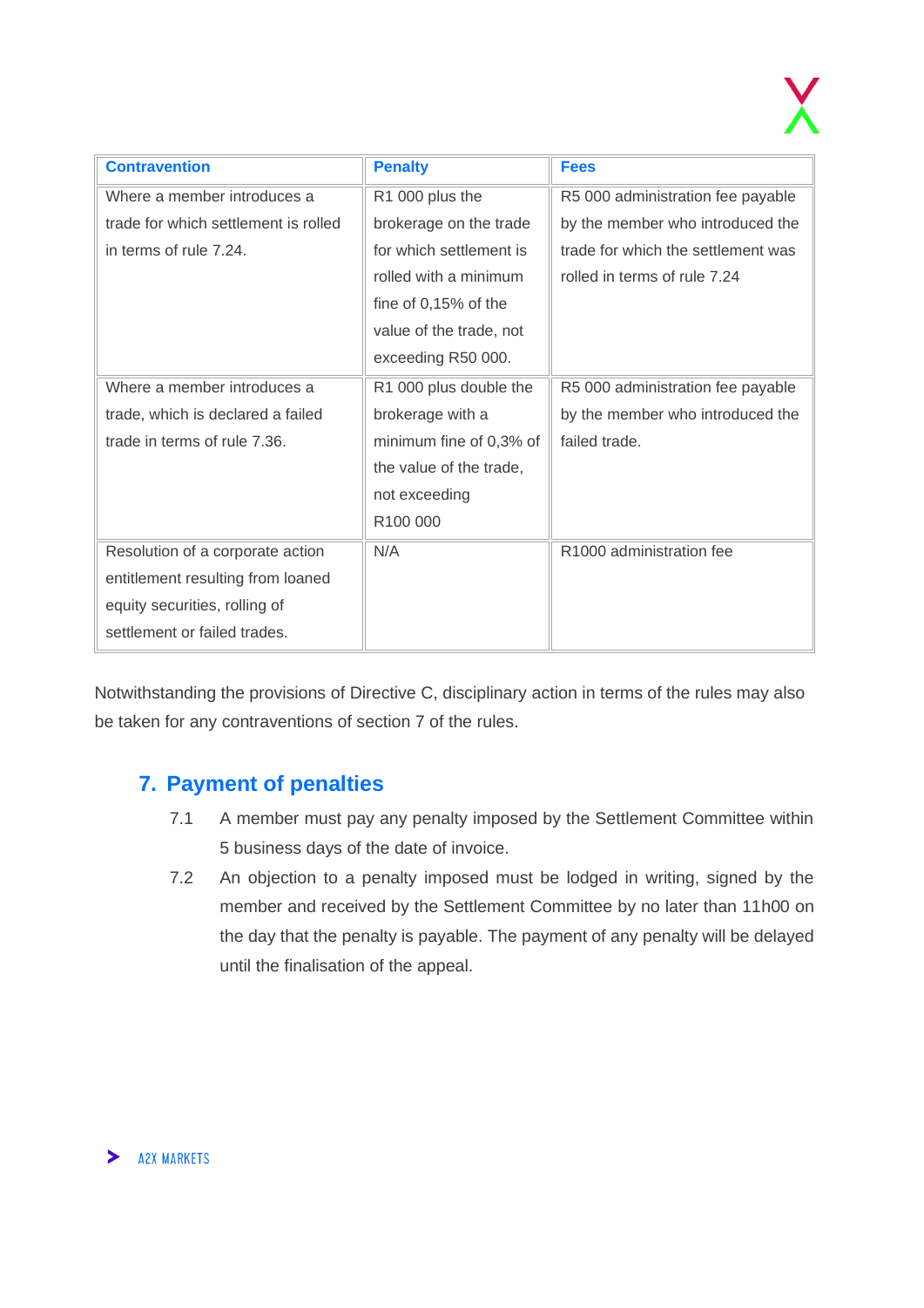| Contravention | Penalty | Fees |
|---|---|---|
| Where a member introduces a trade for which settlement is rolled in terms of rule 7.24. | R1 000 plus the brokerage on the trade for which settlement is rolled with a minimum fine of 0,15% of the value of the trade, not exceeding R50 000. | R5 000 administration fee payable by the member who introduced the trade for which the settlement was rolled in terms of rule 7.24 |
| Where a member introduces a trade, which is declared a failed trade in terms of rule 7.36. | R1 000 plus double the brokerage with a minimum fine of 0,3% of the value of the trade, not exceeding R100 000 | R5 000 administration fee payable by the member who introduced the failed trade. |
| Resolution of a corporate action entitlement resulting from loaned equity securities, rolling of settlement or failed trades. | N/A | R1000 administration fee |

Notwithstanding the provisions of Directive C, disciplinary action in terms of the rules may also be taken for any contraventions of section 7 of the rules.

## 7. Payment of penalties

7.1 A member must pay any penalty imposed by the Settlement Committee within 5 business days of the date of invoice.

7.2 An objection to a penalty imposed must be lodged in writing, signed by the member and received by the Settlement Committee by no later than 11h00 on the day that the penalty is payable. The payment of any penalty will be delayed until the finalisation of the appeal.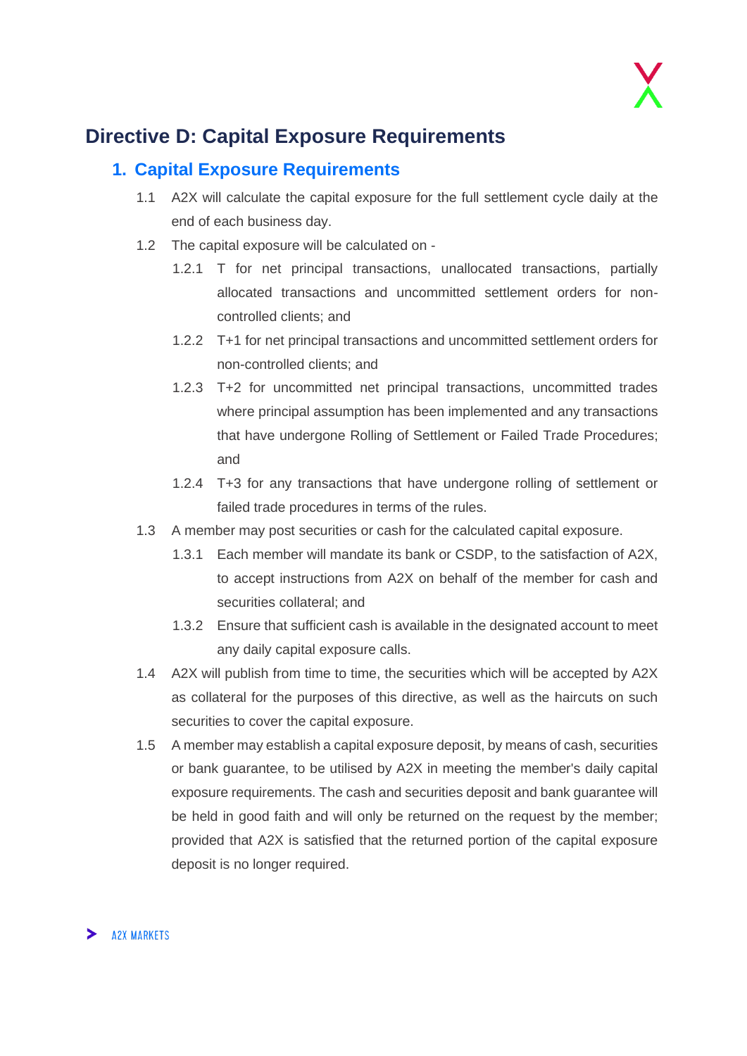# Directive D: Capital Exposure Requirements

## 1. Capital Exposure Requirements

1.1 A2X will calculate the capital exposure for the full settlement cycle daily at the end of each business day.

1.2 The capital exposure will be calculated on -

  1.2.1 T for net principal transactions, unallocated transactions, partially allocated transactions and uncommitted settlement orders for non-controlled clients; and

  1.2.2 T+1 for net principal transactions and uncommitted settlement orders for non-controlled clients; and

  1.2.3 T+2 for uncommitted net principal transactions, uncommitted trades where principal assumption has been implemented and any transactions that have undergone Rolling of Settlement or Failed Trade Procedures; and

  1.2.4 T+3 for any transactions that have undergone rolling of settlement or failed trade procedures in terms of the rules.

1.3 A member may post securities or cash for the calculated capital exposure.

  1.3.1 Each member will mandate its bank or CSDP, to the satisfaction of A2X, to accept instructions from A2X on behalf of the member for cash and securities collateral; and

  1.3.2 Ensure that sufficient cash is available in the designated account to meet any daily capital exposure calls.

1.4 A2X will publish from time to time, the securities which will be accepted by A2X as collateral for the purposes of this directive, as well as the haircuts on such securities to cover the capital exposure.

1.5 A member may establish a capital exposure deposit, by means of cash, securities or bank guarantee, to be utilised by A2X in meeting the member's daily capital exposure requirements. The cash and securities deposit and bank guarantee will be held in good faith and will only be returned on the request by the member; provided that A2X is satisfied that the returned portion of the capital exposure deposit is no longer required.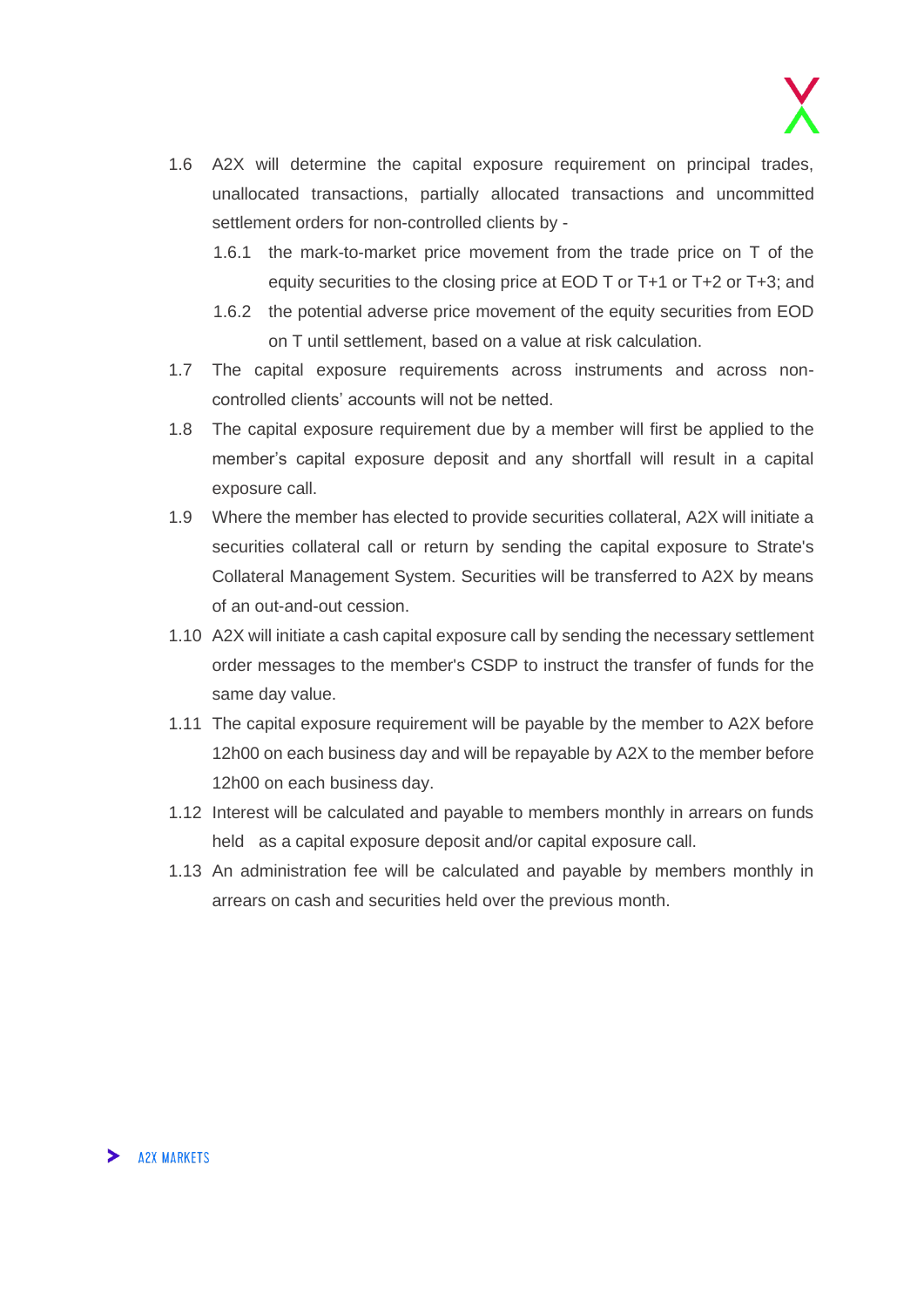1.6 A2X will determine the capital exposure requirement on principal trades, unallocated transactions, partially allocated transactions and uncommitted settlement orders for non-controlled clients by -

  1.6.1 the mark-to-market price movement from the trade price on T of the equity securities to the closing price at EOD T or T+1 or T+2 or T+3; and

  1.6.2 the potential adverse price movement of the equity securities from EOD on T until settlement, based on a value at risk calculation.

1.7 The capital exposure requirements across instruments and across non-controlled clients' accounts will not be netted.

1.8 The capital exposure requirement due by a member will first be applied to the member's capital exposure deposit and any shortfall will result in a capital exposure call.

1.9 Where the member has elected to provide securities collateral, A2X will initiate a securities collateral call or return by sending the capital exposure to Strate's Collateral Management System. Securities will be transferred to A2X by means of an out-and-out cession.

1.10 A2X will initiate a cash capital exposure call by sending the necessary settlement order messages to the member's CSDP to instruct the transfer of funds for the same day value.

1.11 The capital exposure requirement will be payable by the member to A2X before 12h00 on each business day and will be repayable by A2X to the member before 12h00 on each business day.

1.12 Interest will be calculated and payable to members monthly in arrears on funds held as a capital exposure deposit and/or capital exposure call.

1.13 An administration fee will be calculated and payable by members monthly in arrears on cash and securities held over the previous month.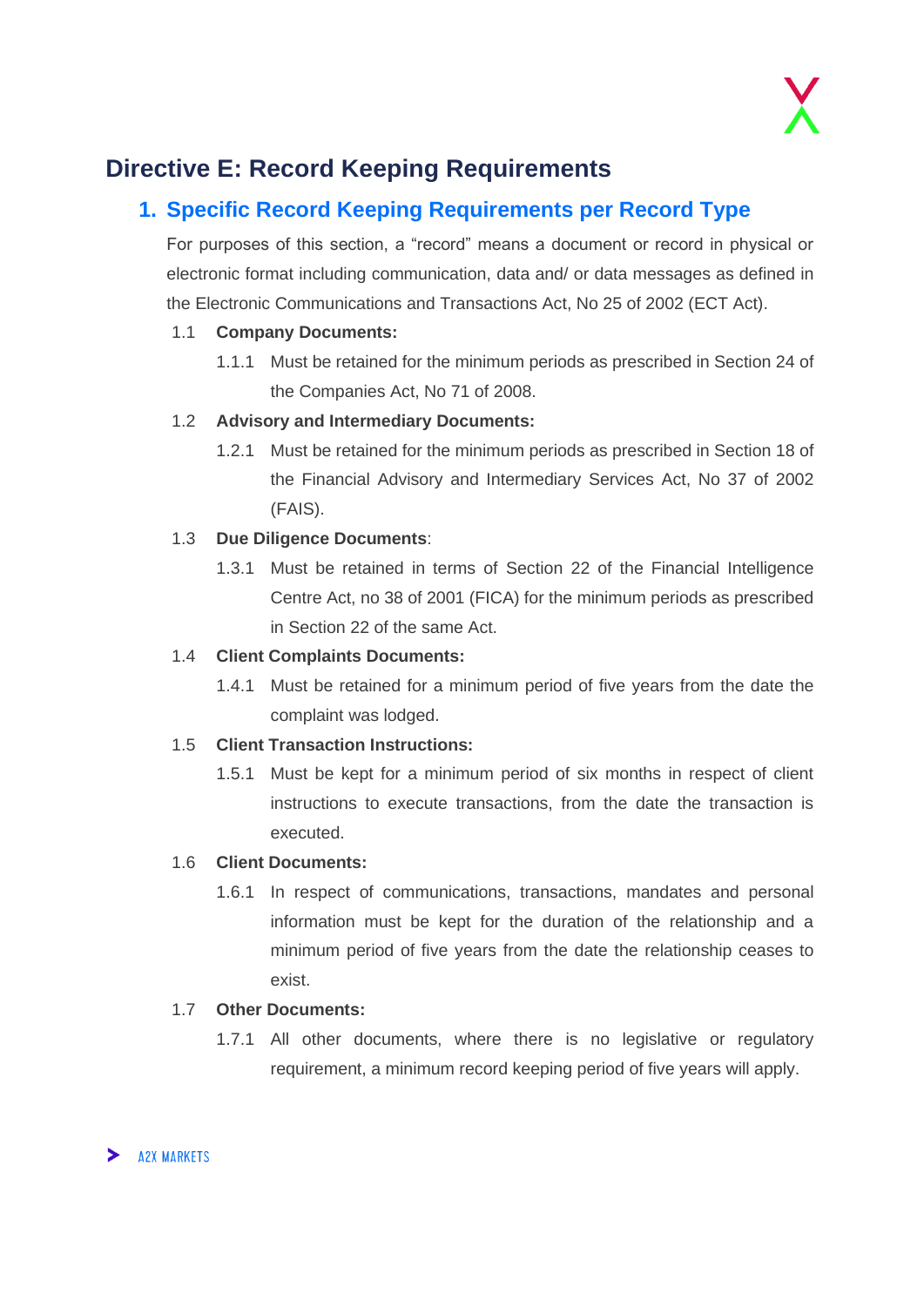# Directive E: Record Keeping Requirements

## 1. Specific Record Keeping Requirements per Record Type

For purposes of this section, a "record" means a document or record in physical or electronic format including communication, data and/ or data messages as defined in the Electronic Communications and Transactions Act, No 25 of 2002 (ECT Act).

1.1 **Company Documents:**

1.1.1 Must be retained for the minimum periods as prescribed in Section 24 of the Companies Act, No 71 of 2008.

1.2 **Advisory and Intermediary Documents:**

1.2.1 Must be retained for the minimum periods as prescribed in Section 18 of the Financial Advisory and Intermediary Services Act, No 37 of 2002 (FAIS).

1.3 **Due Diligence Documents**:

1.3.1 Must be retained in terms of Section 22 of the Financial Intelligence Centre Act, no 38 of 2001 (FICA) for the minimum periods as prescribed in Section 22 of the same Act.

1.4 **Client Complaints Documents:**

1.4.1 Must be retained for a minimum period of five years from the date the complaint was lodged.

1.5 **Client Transaction Instructions:**

1.5.1 Must be kept for a minimum period of six months in respect of client instructions to execute transactions, from the date the transaction is executed.

1.6 **Client Documents:**

1.6.1 In respect of communications, transactions, mandates and personal information must be kept for the duration of the relationship and a minimum period of five years from the date the relationship ceases to exist.

1.7 **Other Documents:**

1.7.1 All other documents, where there is no legislative or regulatory requirement, a minimum record keeping period of five years will apply.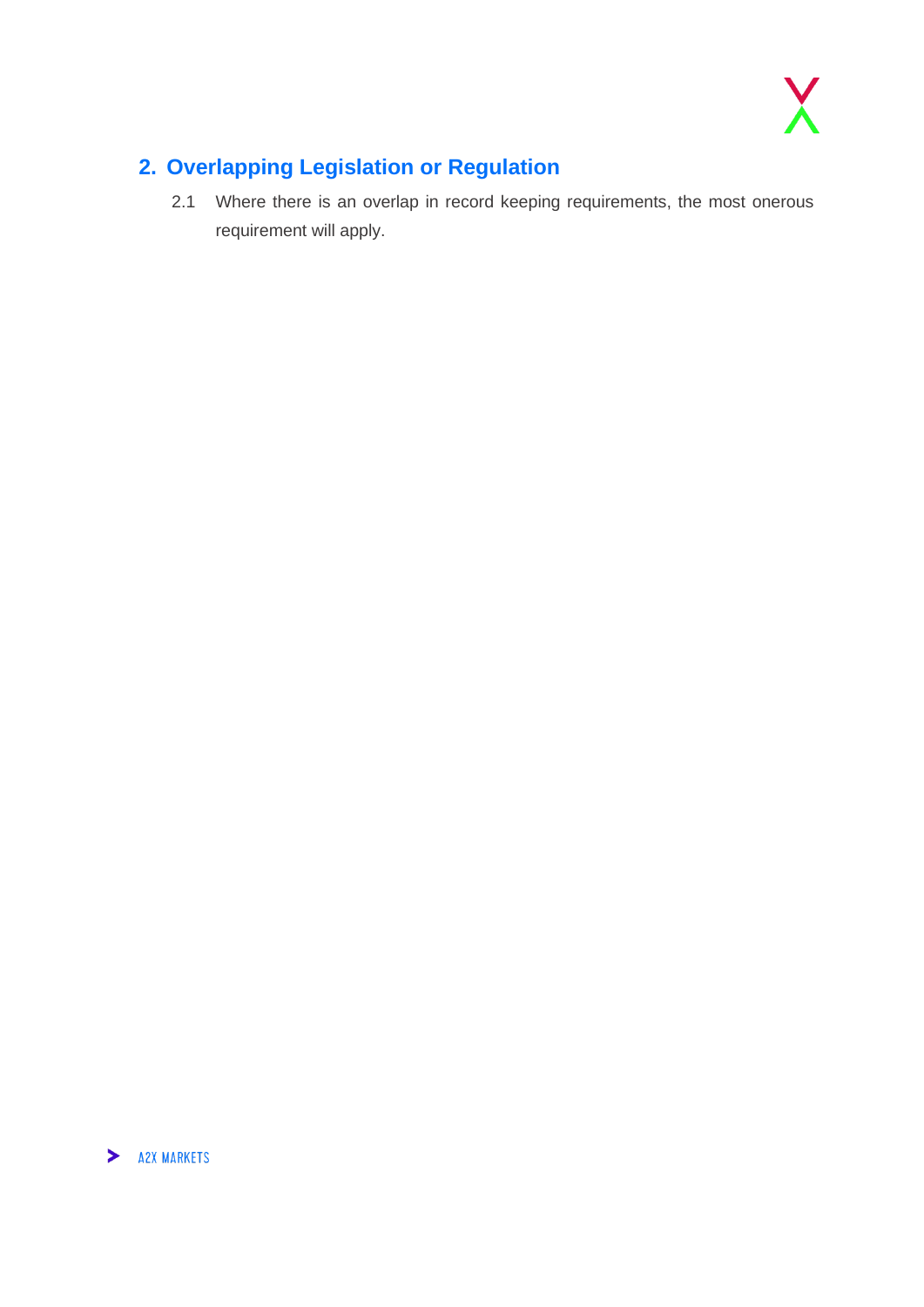## 2. Overlapping Legislation or Regulation

2.1 Where there is an overlap in record keeping requirements, the most onerous requirement will apply.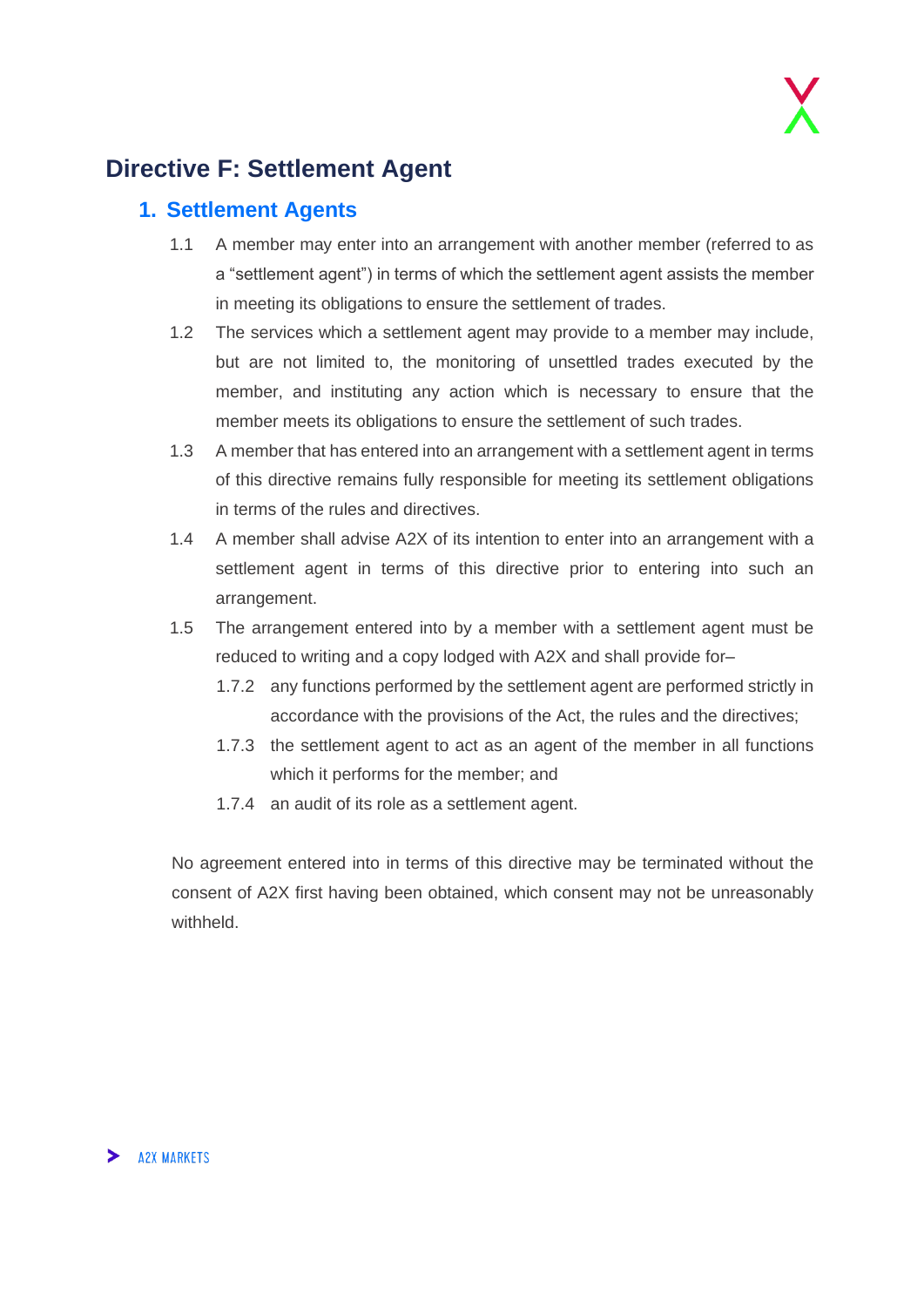# Directive F: Settlement Agent

## 1. Settlement Agents

1.1 A member may enter into an arrangement with another member (referred to as a “settlement agent”) in terms of which the settlement agent assists the member in meeting its obligations to ensure the settlement of trades.

1.2 The services which a settlement agent may provide to a member may include, but are not limited to, the monitoring of unsettled trades executed by the member, and instituting any action which is necessary to ensure that the member meets its obligations to ensure the settlement of such trades.

1.3 A member that has entered into an arrangement with a settlement agent in terms of this directive remains fully responsible for meeting its settlement obligations in terms of the rules and directives.

1.4 A member shall advise A2X of its intention to enter into an arrangement with a settlement agent in terms of this directive prior to entering into such an arrangement.

1.5 The arrangement entered into by a member with a settlement agent must be reduced to writing and a copy lodged with A2X and shall provide for–

1.7.2 any functions performed by the settlement agent are performed strictly in accordance with the provisions of the Act, the rules and the directives;

1.7.3 the settlement agent to act as an agent of the member in all functions which it performs for the member; and

1.7.4 an audit of its role as a settlement agent.

No agreement entered into in terms of this directive may be terminated without the consent of A2X first having been obtained, which consent may not be unreasonably withheld.